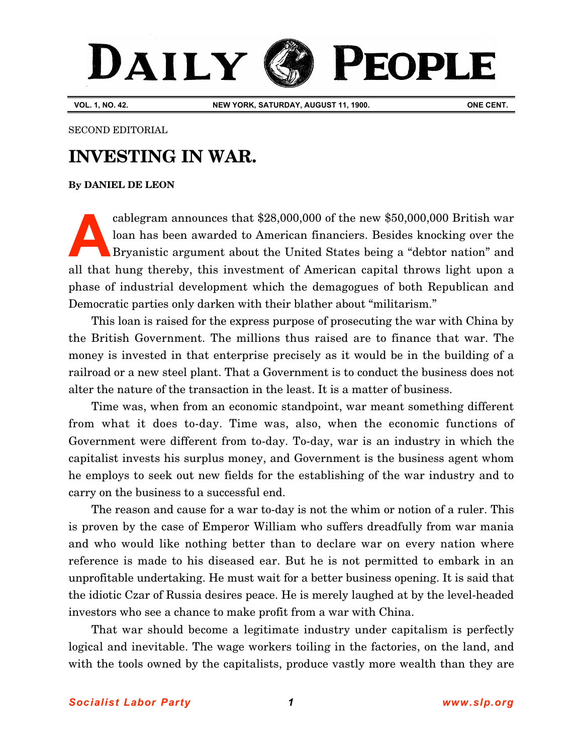# DAILY PEOPLE

VOL. 1, NO. 42. NEW YORK, SATURDAY, AUGUST 11, 1900. ONE CENT.

SECOND EDITORIAL

## INVESTING IN WAR.

**By DANIEL DE LEON**

A cablegram announces that $28,000,000 of the new $50,000,000 British war loan has been awarded to American financiers. Besides knocking over the Bryanistic argument about the United States being a "debtor nation" and all that hung thereby, this investment of American capital throws light upon a phase of industrial development which the demagogues of both Republican and Democratic parties only darken with their blather about "militarism."

This loan is raised for the express purpose of prosecuting the war with China by the British Government. The millions thus raised are to finance that war. The money is invested in that enterprise precisely as it would be in the building of a railroad or a new steel plant. That a Government is to conduct the business does not alter the nature of the transaction in the least. It is a matter of business.

Time was, when from an economic standpoint, war meant something different from what it does to-day. Time was, also, when the economic functions of Government were different from to-day. To-day, war is an industry in which the capitalist invests his surplus money, and Government is the business agent whom he employs to seek out new fields for the establishing of the war industry and to carry on the business to a successful end.

The reason and cause for a war to-day is not the whim or notion of a ruler. This is proven by the case of Emperor William who suffers dreadfully from war mania and who would like nothing better than to declare war on every nation where reference is made to his diseased ear. But he is not permitted to embark in an unprofitable undertaking. He must wait for a better business opening. It is said that the idiotic Czar of Russia desires peace. He is merely laughed at by the level-headed investors who see a chance to make profit from a war with China.

That war should become a legitimate industry under capitalism is perfectly logical and inevitable. The wage workers toiling in the factories, on the land, and with the tools owned by the capitalists, produce vastly more wealth than they are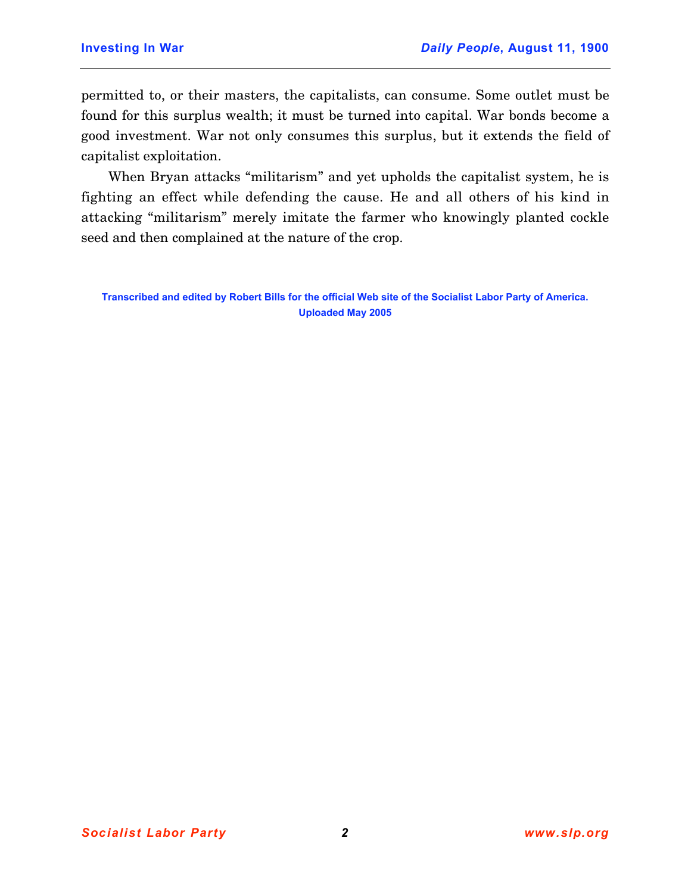permitted to, or their masters, the capitalists, can consume. Some outlet must be found for this surplus wealth; it must be turned into capital. War bonds become a good investment. War not only consumes this surplus, but it extends the field of capitalist exploitation.

When Bryan attacks "militarism" and yet upholds the capitalist system, he is fighting an effect while defending the cause. He and all others of his kind in attacking "militarism" merely imitate the farmer who knowingly planted cockle seed and then complained at the nature of the crop.

**Transcribed and edited by Robert Bills for the official Web site of the Socialist Labor Party of America.**
**Uploaded May 2005**